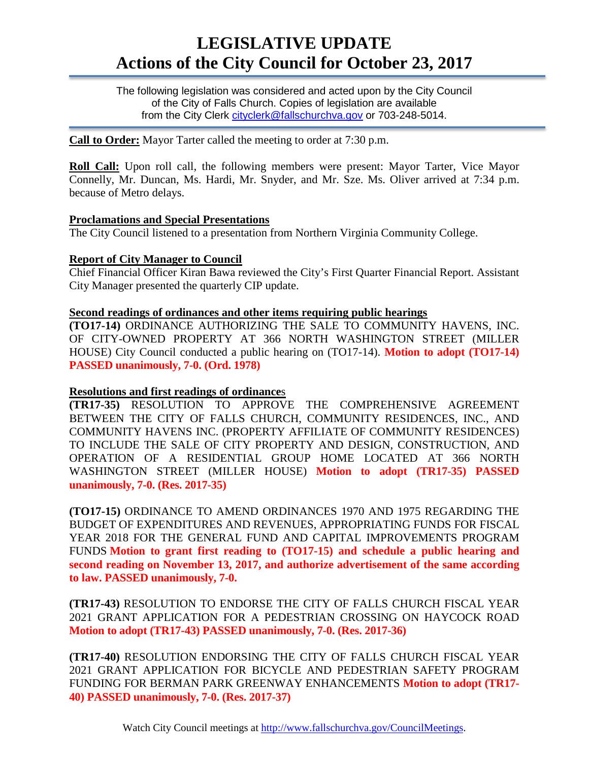# LEGISLATIVE UPDATE
# Actions of the City Council for October 23, 2017

The following legislation was considered and acted upon by the City Council of the City of Falls Church. Copies of legislation are available from the City Clerk cityclerk@fallschurchva.gov or 703-248-5014.

**Call to Order:** Mayor Tarter called the meeting to order at 7:30 p.m.

**Roll Call:** Upon roll call, the following members were present: Mayor Tarter, Vice Mayor Connelly, Mr. Duncan, Ms. Hardi, Mr. Snyder, and Mr. Sze. Ms. Oliver arrived at 7:34 p.m. because of Metro delays.

**Proclamations and Special Presentations**

The City Council listened to a presentation from Northern Virginia Community College.

**Report of City Manager to Council**

Chief Financial Officer Kiran Bawa reviewed the City's First Quarter Financial Report. Assistant City Manager presented the quarterly CIP update.

**Second readings of ordinances and other items requiring public hearings**

**(TO17-14)** ORDINANCE AUTHORIZING THE SALE TO COMMUNITY HAVENS, INC. OF CITY-OWNED PROPERTY AT 366 NORTH WASHINGTON STREET (MILLER HOUSE) City Council conducted a public hearing on (TO17-14). **Motion to adopt (TO17-14) PASSED unanimously, 7-0. (Ord. 1978)**

**Resolutions and first readings of ordinances**

**(TR17-35)** RESOLUTION TO APPROVE THE COMPREHENSIVE AGREEMENT BETWEEN THE CITY OF FALLS CHURCH, COMMUNITY RESIDENCES, INC., AND COMMUNITY HAVENS INC. (PROPERTY AFFILIATE OF COMMUNITY RESIDENCES) TO INCLUDE THE SALE OF CITY PROPERTY AND DESIGN, CONSTRUCTION, AND OPERATION OF A RESIDENTIAL GROUP HOME LOCATED AT 366 NORTH WASHINGTON STREET (MILLER HOUSE) **Motion to adopt (TR17-35) PASSED unanimously, 7-0. (Res. 2017-35)**

**(TO17-15)** ORDINANCE TO AMEND ORDINANCES 1970 AND 1975 REGARDING THE BUDGET OF EXPENDITURES AND REVENUES, APPROPRIATING FUNDS FOR FISCAL YEAR 2018 FOR THE GENERAL FUND AND CAPITAL IMPROVEMENTS PROGRAM FUNDS **Motion to grant first reading to (TO17-15) and schedule a public hearing and second reading on November 13, 2017, and authorize advertisement of the same according to law. PASSED unanimously, 7-0.**

**(TR17-43)** RESOLUTION TO ENDORSE THE CITY OF FALLS CHURCH FISCAL YEAR 2021 GRANT APPLICATION FOR A PEDESTRIAN CROSSING ON HAYCOCK ROAD **Motion to adopt (TR17-43) PASSED unanimously, 7-0. (Res. 2017-36)**

**(TR17-40)** RESOLUTION ENDORSING THE CITY OF FALLS CHURCH FISCAL YEAR 2021 GRANT APPLICATION FOR BICYCLE AND PEDESTRIAN SAFETY PROGRAM FUNDING FOR BERMAN PARK GREENWAY ENHANCEMENTS **Motion to adopt (TR17-40) PASSED unanimously, 7-0. (Res. 2017-37)**

Watch City Council meetings at http://www.fallschurchva.gov/CouncilMeetings.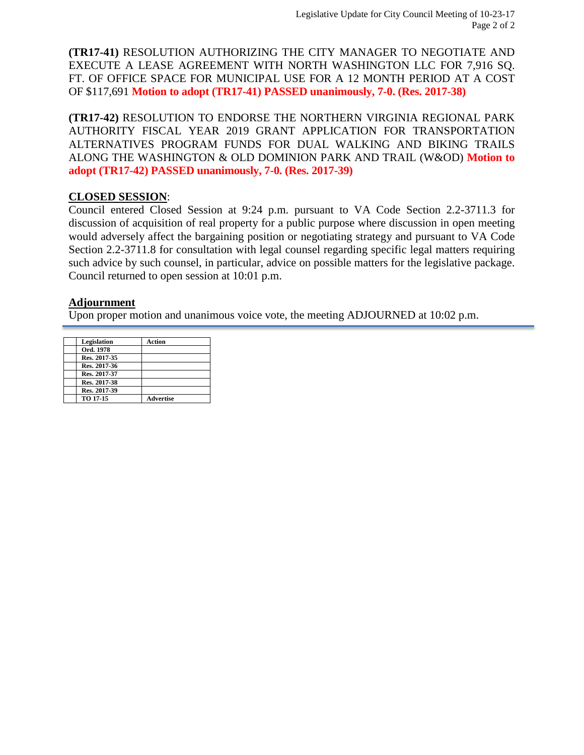**(TR17-41)** RESOLUTION AUTHORIZING THE CITY MANAGER TO NEGOTIATE AND EXECUTE A LEASE AGREEMENT WITH NORTH WASHINGTON LLC FOR 7,916 SQ. FT. OF OFFICE SPACE FOR MUNICIPAL USE FOR A 12 MONTH PERIOD AT A COST OF $117,691 **Motion to adopt (TR17-41) PASSED unanimously, 7-0. (Res. 2017-38)**

**(TR17-42)** RESOLUTION TO ENDORSE THE NORTHERN VIRGINIA REGIONAL PARK AUTHORITY FISCAL YEAR 2019 GRANT APPLICATION FOR TRANSPORTATION ALTERNATIVES PROGRAM FUNDS FOR DUAL WALKING AND BIKING TRAILS ALONG THE WASHINGTON & OLD DOMINION PARK AND TRAIL (W&OD) **Motion to adopt (TR17-42) PASSED unanimously, 7-0. (Res. 2017-39)**

## CLOSED SESSION:

Council entered Closed Session at 9:24 p.m. pursuant to VA Code Section 2.2-3711.3 for discussion of acquisition of real property for a public purpose where discussion in open meeting would adversely affect the bargaining position or negotiating strategy and pursuant to VA Code Section 2.2-3711.8 for consultation with legal counsel regarding specific legal matters requiring such advice by such counsel, in particular, advice on possible matters for the legislative package. Council returned to open session at 10:01 p.m.

## Adjournment

Upon proper motion and unanimous voice vote, the meeting ADJOURNED at 10:02 p.m.

| | Legislation | Action |
|---|---|---|
| | Ord. 1978 | |
| | Res. 2017-35 | |
| | Res. 2017-36 | |
| | Res. 2017-37 | |
| | Res. 2017-38 | |
| | Res. 2017-39 | |
| | TO 17-15 | Advertise |